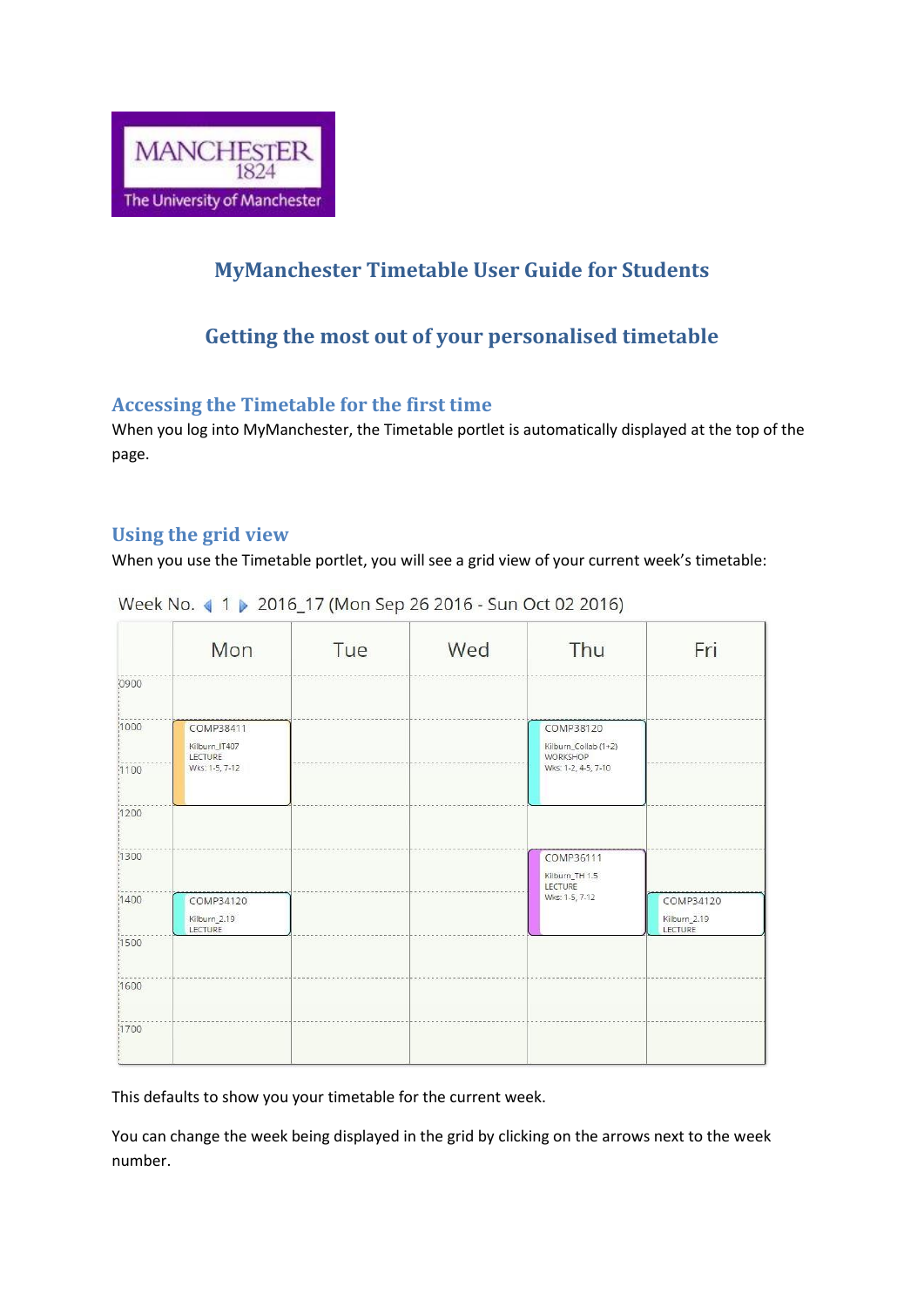MANCHESTER
1824
The University of Manchester

# MyManchester Timetable User Guide for Students

## Getting the most out of your personalised timetable

### Accessing the Timetable for the first time

When you log into MyManchester, the Timetable portlet is automatically displayed at the top of the page.

### Using the grid view

When you use the Timetable portlet, you will see a grid view of your current week's timetable:

Week No. ◀ 1 ▶ 2016_17 (Mon Sep 26 2016 - Sun Oct 02 2016)

| | Mon | Tue | Wed | Thu | Fri |
|---|---|---|---|---|---|
| 0900 | | | | | |
| 1000 | COMP38411 Kilburn_IT407 LECTURE Wks: 1-5, 7-12 | | | COMP38120 Kilburn_Collab (1+2) WORKSHOP Wks: 1-2, 4-5, 7-10 | |
| 1100 | | | | | |
| 1200 | | | | | |
| 1300 | | | | COMP36111 Kilburn_TH 1.5 LECTURE Wks: 1-5, 7-12 | |
| 1400 | COMP34120 Kilburn_2.19 LECTURE | | | | COMP34120 Kilburn_2.19 LECTURE |
| 1500 | | | | | |
| 1600 | | | | | |
| 1700 | | | | | |

This defaults to show you your timetable for the current week.

You can change the week being displayed in the grid by clicking on the arrows next to the week number.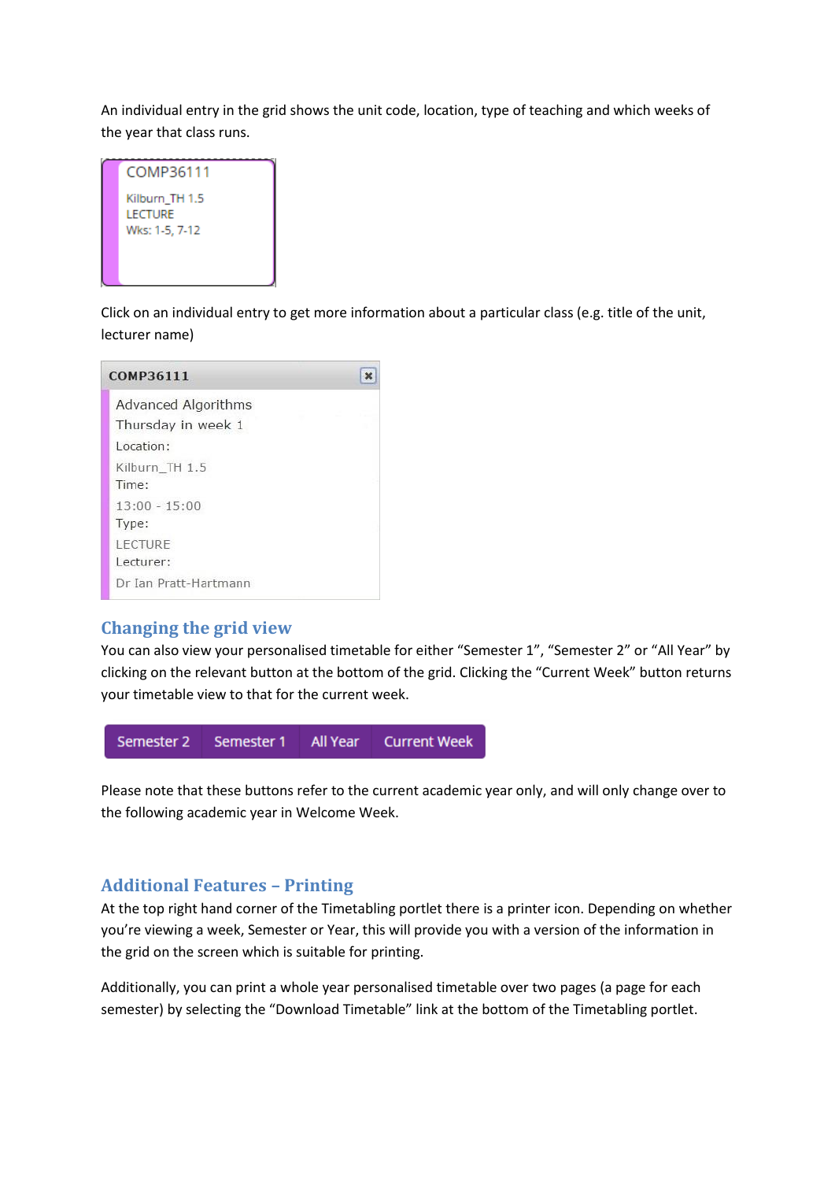An individual entry in the grid shows the unit code, location, type of teaching and which weeks of the year that class runs.

COMP36111
Kilburn_TH 1.5
LECTURE
Wks: 1-5, 7-12

Click on an individual entry to get more information about a particular class (e.g. title of the unit, lecturer name)

COMP36111
Advanced Algorithms
Thursday in week 1
Location:
Kilburn_TH 1.5
Time:
13:00 - 15:00
Type:
LECTURE
Lecturer:
Dr Ian Pratt-Hartmann

## Changing the grid view

You can also view your personalised timetable for either "Semester 1", "Semester 2" or "All Year" by clicking on the relevant button at the bottom of the grid. Clicking the "Current Week" button returns your timetable view to that for the current week.

Semester 2 | Semester 1 | All Year | Current Week

Please note that these buttons refer to the current academic year only, and will only change over to the following academic year in Welcome Week.

## Additional Features – Printing

At the top right hand corner of the Timetabling portlet there is a printer icon. Depending on whether you're viewing a week, Semester or Year, this will provide you with a version of the information in the grid on the screen which is suitable for printing.

Additionally, you can print a whole year personalised timetable over two pages (a page for each semester) by selecting the "Download Timetable" link at the bottom of the Timetabling portlet.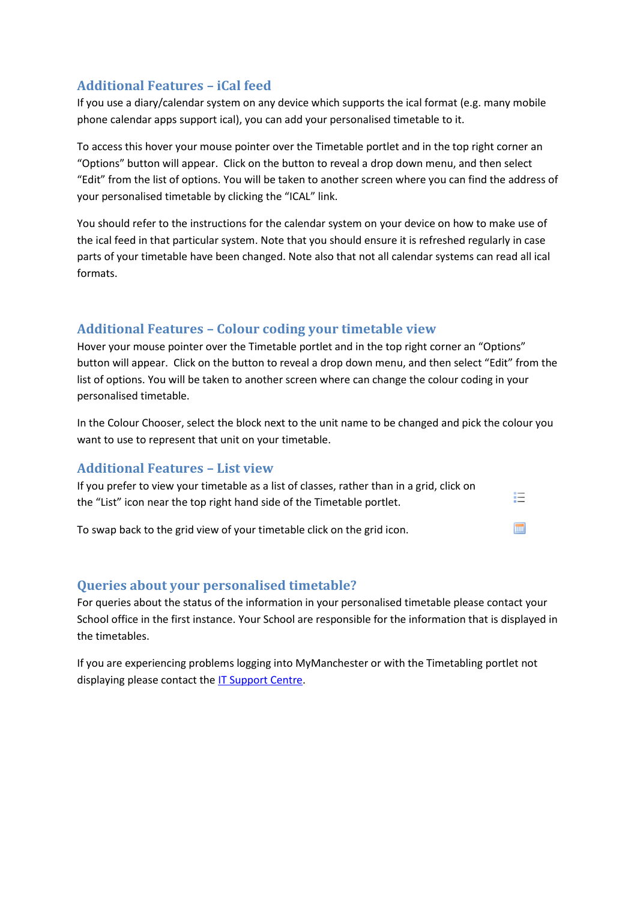## Additional Features – iCal feed

If you use a diary/calendar system on any device which supports the ical format (e.g. many mobile phone calendar apps support ical), you can add your personalised timetable to it.

To access this hover your mouse pointer over the Timetable portlet and in the top right corner an "Options" button will appear. Click on the button to reveal a drop down menu, and then select "Edit" from the list of options. You will be taken to another screen where you can find the address of your personalised timetable by clicking the "ICAL" link.

You should refer to the instructions for the calendar system on your device on how to make use of the ical feed in that particular system. Note that you should ensure it is refreshed regularly in case parts of your timetable have been changed. Note also that not all calendar systems can read all ical formats.

## Additional Features – Colour coding your timetable view

Hover your mouse pointer over the Timetable portlet and in the top right corner an "Options" button will appear. Click on the button to reveal a drop down menu, and then select "Edit" from the list of options. You will be taken to another screen where can change the colour coding in your personalised timetable.

In the Colour Chooser, select the block next to the unit name to be changed and pick the colour you want to use to represent that unit on your timetable.

## Additional Features – List view

If you prefer to view your timetable as a list of classes, rather than in a grid, click on the "List" icon near the top right hand side of the Timetable portlet.

To swap back to the grid view of your timetable click on the grid icon.

## Queries about your personalised timetable?

For queries about the status of the information in your personalised timetable please contact your School office in the first instance. Your School are responsible for the information that is displayed in the timetables.

If you are experiencing problems logging into MyManchester or with the Timetabling portlet not displaying please contact the IT Support Centre.